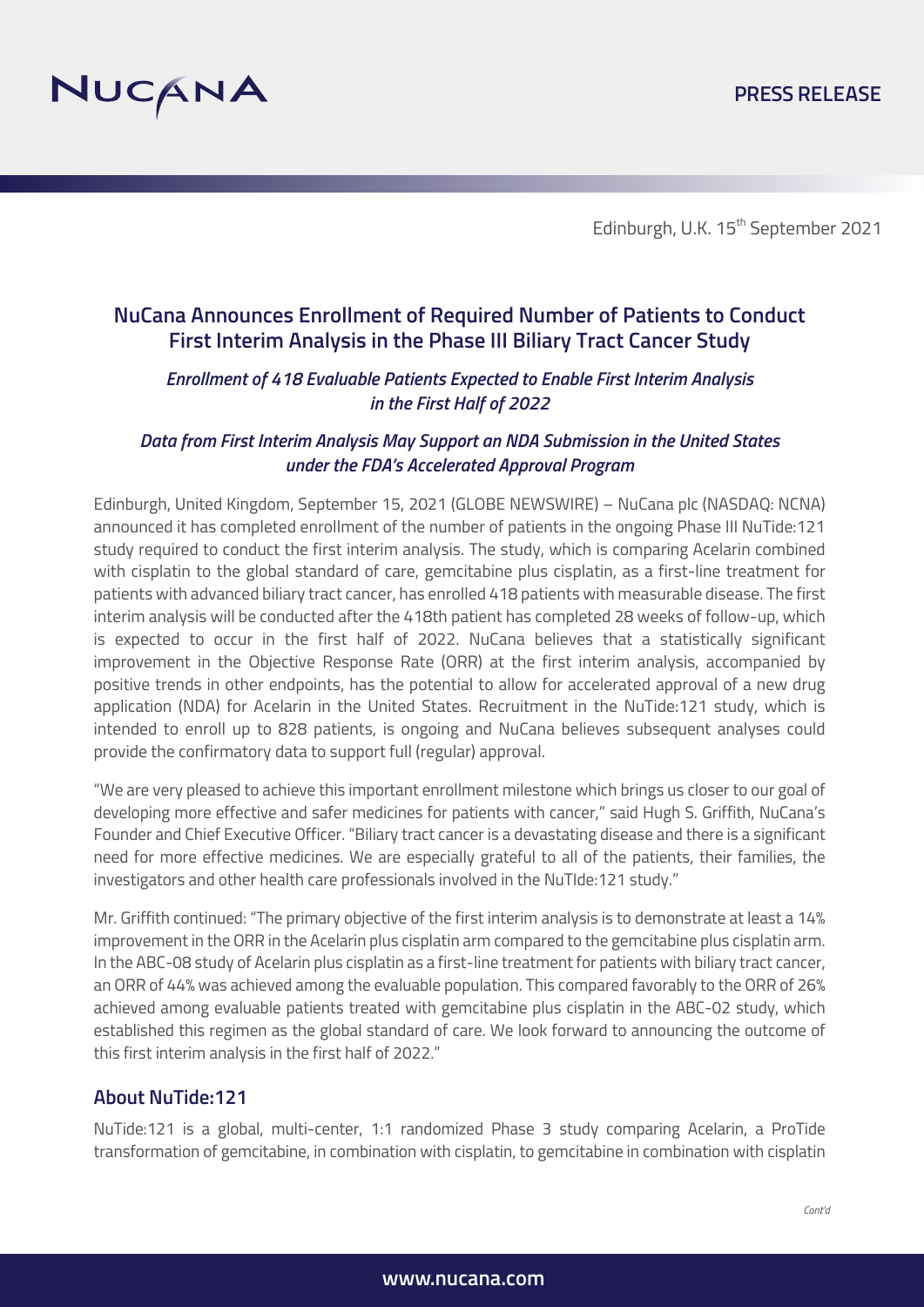NUCANA

PRESS RELEASE

Edinburgh, U.K. 15th September 2021

## NuCana Announces Enrollment of Required Number of Patients to Conduct First Interim Analysis in the Phase III Biliary Tract Cancer Study

***Enrollment of 418 Evaluable Patients Expected to Enable First Interim Analysis in the First Half of 2022***

***Data from First Interim Analysis May Support an NDA Submission in the United States under the FDA's Accelerated Approval Program***

Edinburgh, United Kingdom, September 15, 2021 (GLOBE NEWSWIRE) – NuCana plc (NASDAQ: NCNA) announced it has completed enrollment of the number of patients in the ongoing Phase III NuTide:121 study required to conduct the first interim analysis. The study, which is comparing Acelarin combined with cisplatin to the global standard of care, gemcitabine plus cisplatin, as a first-line treatment for patients with advanced biliary tract cancer, has enrolled 418 patients with measurable disease. The first interim analysis will be conducted after the 418th patient has completed 28 weeks of follow-up, which is expected to occur in the first half of 2022. NuCana believes that a statistically significant improvement in the Objective Response Rate (ORR) at the first interim analysis, accompanied by positive trends in other endpoints, has the potential to allow for accelerated approval of a new drug application (NDA) for Acelarin in the United States. Recruitment in the NuTide:121 study, which is intended to enroll up to 828 patients, is ongoing and NuCana believes subsequent analyses could provide the confirmatory data to support full (regular) approval.

"We are very pleased to achieve this important enrollment milestone which brings us closer to our goal of developing more effective and safer medicines for patients with cancer," said Hugh S. Griffith, NuCana's Founder and Chief Executive Officer. "Biliary tract cancer is a devastating disease and there is a significant need for more effective medicines. We are especially grateful to all of the patients, their families, the investigators and other health care professionals involved in the NuTIde:121 study."

Mr. Griffith continued: "The primary objective of the first interim analysis is to demonstrate at least a 14% improvement in the ORR in the Acelarin plus cisplatin arm compared to the gemcitabine plus cisplatin arm. In the ABC-08 study of Acelarin plus cisplatin as a first-line treatment for patients with biliary tract cancer, an ORR of 44% was achieved among the evaluable population. This compared favorably to the ORR of 26% achieved among evaluable patients treated with gemcitabine plus cisplatin in the ABC-02 study, which established this regimen as the global standard of care. We look forward to announcing the outcome of this first interim analysis in the first half of 2022."

### About NuTide:121

NuTide:121 is a global, multi-center, 1:1 randomized Phase 3 study comparing Acelarin, a ProTide transformation of gemcitabine, in combination with cisplatin, to gemcitabine in combination with cisplatin

*Cont'd*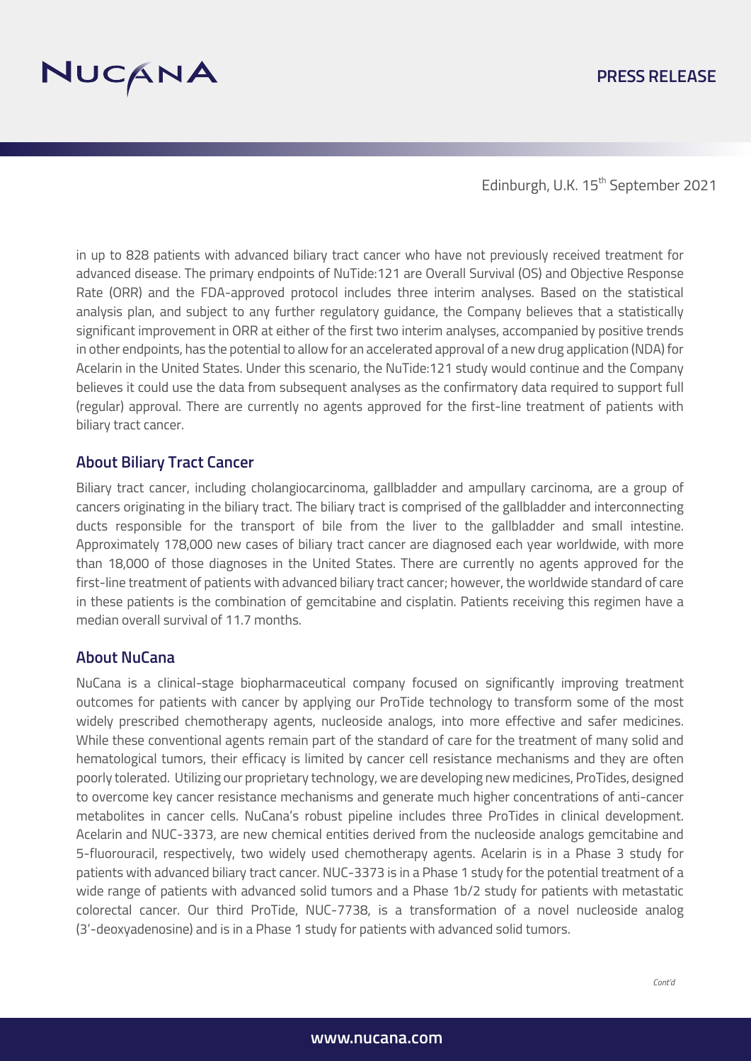in up to 828 patients with advanced biliary tract cancer who have not previously received treatment for advanced disease. The primary endpoints of NuTide:121 are Overall Survival (OS) and Objective Response Rate (ORR) and the FDA-approved protocol includes three interim analyses. Based on the statistical analysis plan, and subject to any further regulatory guidance, the Company believes that a statistically significant improvement in ORR at either of the first two interim analyses, accompanied by positive trends in other endpoints, has the potential to allow for an accelerated approval of a new drug application (NDA) for Acelarin in the United States. Under this scenario, the NuTide:121 study would continue and the Company believes it could use the data from subsequent analyses as the confirmatory data required to support full (regular) approval. There are currently no agents approved for the first-line treatment of patients with biliary tract cancer.

## About Biliary Tract Cancer

Biliary tract cancer, including cholangiocarcinoma, gallbladder and ampullary carcinoma, are a group of cancers originating in the biliary tract. The biliary tract is comprised of the gallbladder and interconnecting ducts responsible for the transport of bile from the liver to the gallbladder and small intestine. Approximately 178,000 new cases of biliary tract cancer are diagnosed each year worldwide, with more than 18,000 of those diagnoses in the United States. There are currently no agents approved for the first-line treatment of patients with advanced biliary tract cancer; however, the worldwide standard of care in these patients is the combination of gemcitabine and cisplatin. Patients receiving this regimen have a median overall survival of 11.7 months.

## About NuCana

NuCana is a clinical-stage biopharmaceutical company focused on significantly improving treatment outcomes for patients with cancer by applying our ProTide technology to transform some of the most widely prescribed chemotherapy agents, nucleoside analogs, into more effective and safer medicines. While these conventional agents remain part of the standard of care for the treatment of many solid and hematological tumors, their efficacy is limited by cancer cell resistance mechanisms and they are often poorly tolerated. Utilizing our proprietary technology, we are developing new medicines, ProTides, designed to overcome key cancer resistance mechanisms and generate much higher concentrations of anti-cancer metabolites in cancer cells. NuCana's robust pipeline includes three ProTides in clinical development. Acelarin and NUC-3373, are new chemical entities derived from the nucleoside analogs gemcitabine and 5-fluorouracil, respectively, two widely used chemotherapy agents. Acelarin is in a Phase 3 study for patients with advanced biliary tract cancer. NUC-3373 is in a Phase 1 study for the potential treatment of a wide range of patients with advanced solid tumors and a Phase 1b/2 study for patients with metastatic colorectal cancer. Our third ProTide, NUC-7738, is a transformation of a novel nucleoside analog (3'-deoxyadenosine) and is in a Phase 1 study for patients with advanced solid tumors.

*Cont'd*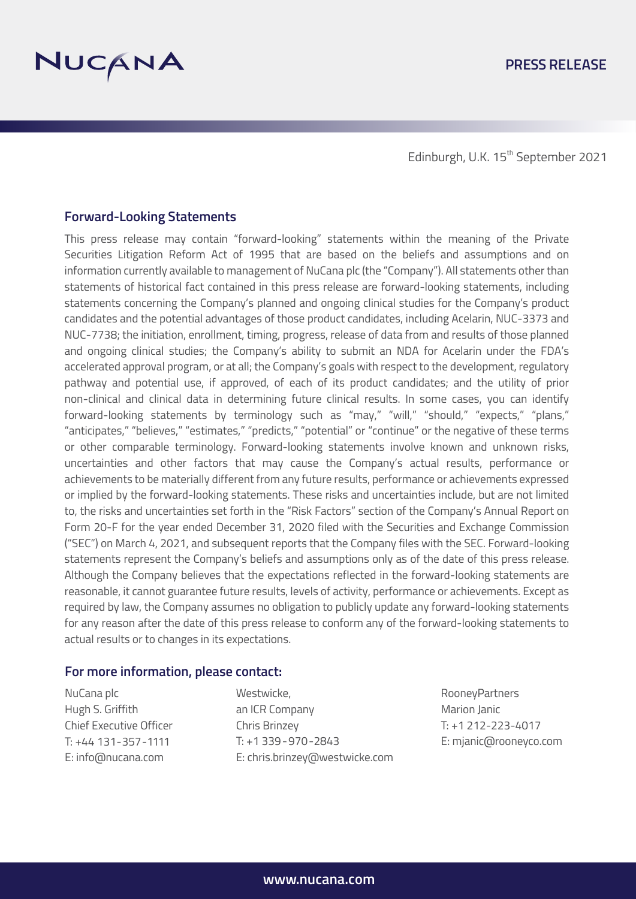Edinburgh, U.K. 15th September 2021

## Forward-Looking Statements

This press release may contain "forward-looking" statements within the meaning of the Private Securities Litigation Reform Act of 1995 that are based on the beliefs and assumptions and on information currently available to management of NuCana plc (the "Company"). All statements other than statements of historical fact contained in this press release are forward-looking statements, including statements concerning the Company's planned and ongoing clinical studies for the Company's product candidates and the potential advantages of those product candidates, including Acelarin, NUC-3373 and NUC-7738; the initiation, enrollment, timing, progress, release of data from and results of those planned and ongoing clinical studies; the Company's ability to submit an NDA for Acelarin under the FDA's accelerated approval program, or at all; the Company's goals with respect to the development, regulatory pathway and potential use, if approved, of each of its product candidates; and the utility of prior non-clinical and clinical data in determining future clinical results. In some cases, you can identify forward-looking statements by terminology such as "may," "will," "should," "expects," "plans," "anticipates," "believes," "estimates," "predicts," "potential" or "continue" or the negative of these terms or other comparable terminology. Forward-looking statements involve known and unknown risks, uncertainties and other factors that may cause the Company's actual results, performance or achievements to be materially different from any future results, performance or achievements expressed or implied by the forward-looking statements. These risks and uncertainties include, but are not limited to, the risks and uncertainties set forth in the "Risk Factors" section of the Company's Annual Report on Form 20-F for the year ended December 31, 2020 filed with the Securities and Exchange Commission ("SEC") on March 4, 2021, and subsequent reports that the Company files with the SEC. Forward-looking statements represent the Company's beliefs and assumptions only as of the date of this press release. Although the Company believes that the expectations reflected in the forward-looking statements are reasonable, it cannot guarantee future results, levels of activity, performance or achievements. Except as required by law, the Company assumes no obligation to publicly update any forward-looking statements for any reason after the date of this press release to conform any of the forward-looking statements to actual results or to changes in its expectations.

## For more information, please contact:

NuCana plc
Hugh S. Griffith
Chief Executive Officer
T: +44 131-357-1111
E: info@nucana.com

Westwicke,
an ICR Company
Chris Brinzey
T: +1 339-970-2843
E: chris.brinzey@westwicke.com

RooneyPartners
Marion Janic
T: +1 212-223-4017
E: mjanic@rooneyco.com

www.nucana.com